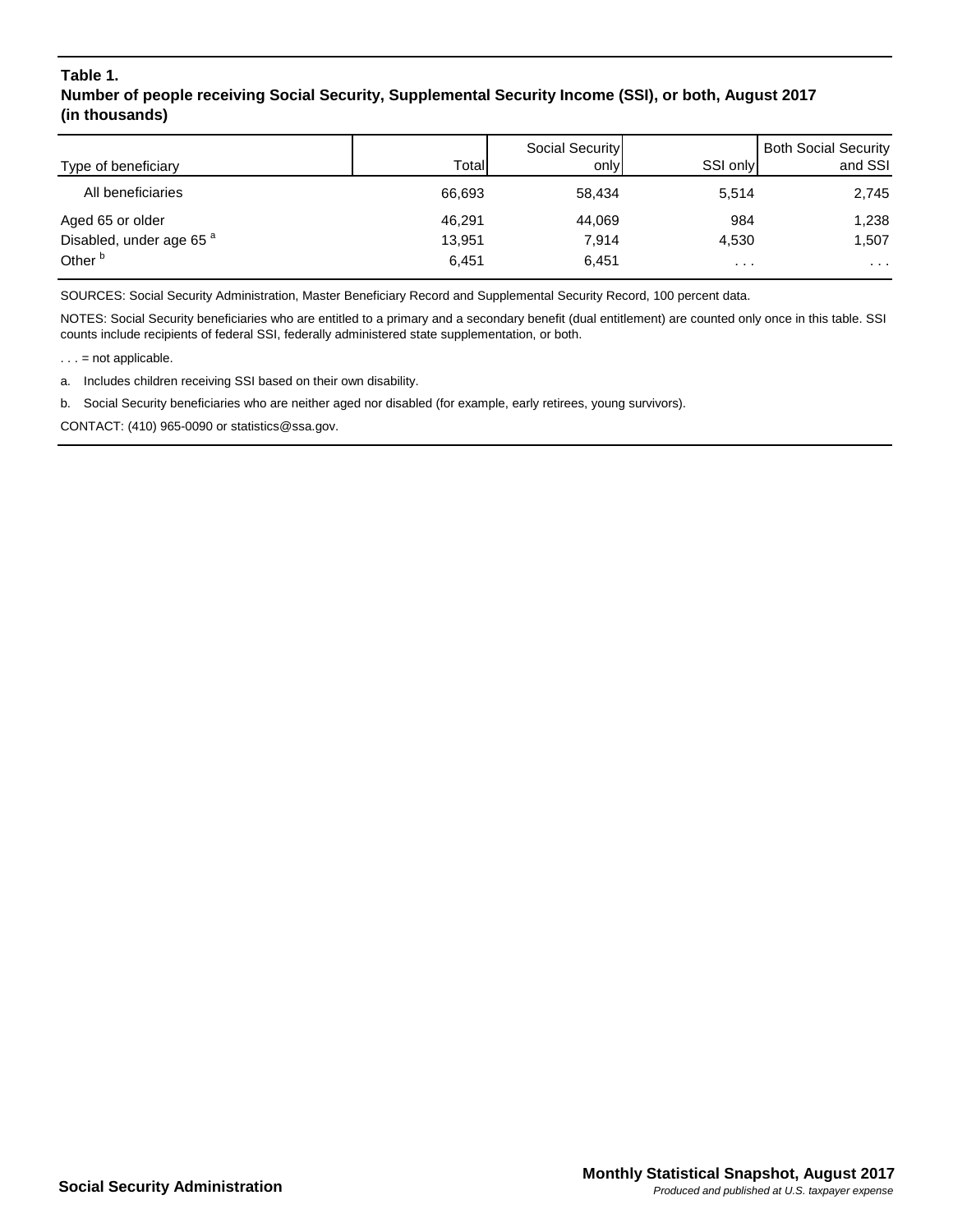**Table 1.**
**Number of people receiving Social Security, Supplemental Security Income (SSI), or both, August 2017 (in thousands)**

| Type of beneficiary | Total | Social Security only | SSI only | Both Social Security and SSI |
|---|---|---|---|---|
| All beneficiaries | 66,693 | 58,434 | 5,514 | 2,745 |
| Aged 65 or older | 46,291 | 44,069 | 984 | 1,238 |
| Disabled, under age 65 [a] | 13,951 | 7,914 | 4,530 | 1,507 |
| Other [b] | 6,451 | 6,451 | . . . | . . . |

SOURCES: Social Security Administration, Master Beneficiary Record and Supplemental Security Record, 100 percent data.

NOTES: Social Security beneficiaries who are entitled to a primary and a secondary benefit (dual entitlement) are counted only once in this table. SSI counts include recipients of federal SSI, federally administered state supplementation, or both.

. . . = not applicable.

a. Includes children receiving SSI based on their own disability.

b. Social Security beneficiaries who are neither aged nor disabled (for example, early retirees, young survivors).

CONTACT: (410) 965-0090 or statistics@ssa.gov.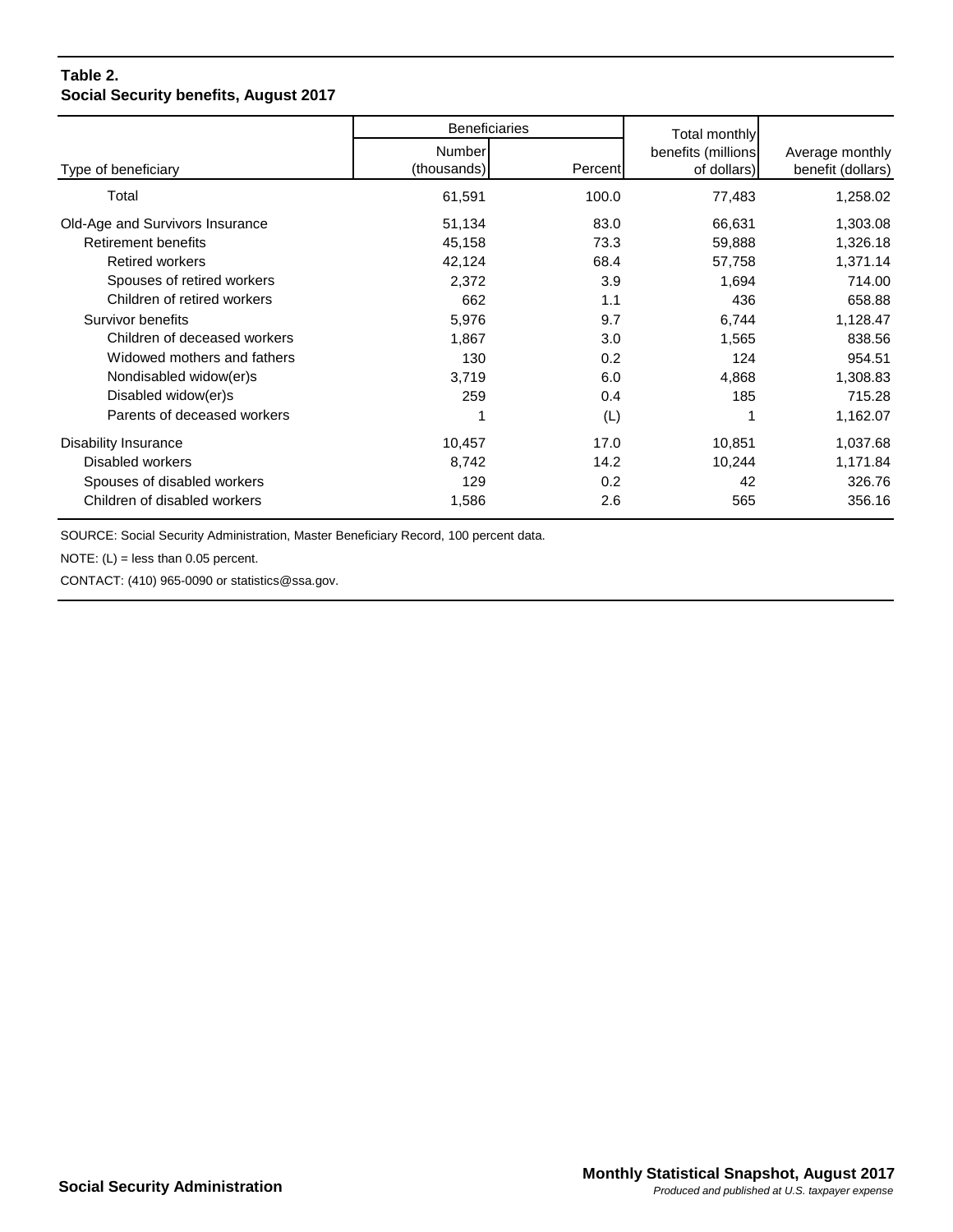**Table 2.**
**Social Security benefits, August 2017**

| Type of beneficiary | Beneficiaries | | Total monthly benefits (millions of dollars) | Average monthly benefit (dollars) |
|---|---|---|---|---|
| | Number (thousands) | Percent | | |
| Total | 61,591 | 100.0 | 77,483 | 1,258.02 |
| Old-Age and Survivors Insurance | 51,134 | 83.0 | 66,631 | 1,303.08 |
| Retirement benefits | 45,158 | 73.3 | 59,888 | 1,326.18 |
| Retired workers | 42,124 | 68.4 | 57,758 | 1,371.14 |
| Spouses of retired workers | 2,372 | 3.9 | 1,694 | 714.00 |
| Children of retired workers | 662 | 1.1 | 436 | 658.88 |
| Survivor benefits | 5,976 | 9.7 | 6,744 | 1,128.47 |
| Children of deceased workers | 1,867 | 3.0 | 1,565 | 838.56 |
| Widowed mothers and fathers | 130 | 0.2 | 124 | 954.51 |
| Nondisabled widow(er)s | 3,719 | 6.0 | 4,868 | 1,308.83 |
| Disabled widow(er)s | 259 | 0.4 | 185 | 715.28 |
| Parents of deceased workers | 1 | (L) | 1 | 1,162.07 |
| Disability Insurance | 10,457 | 17.0 | 10,851 | 1,037.68 |
| Disabled workers | 8,742 | 14.2 | 10,244 | 1,171.84 |
| Spouses of disabled workers | 129 | 0.2 | 42 | 326.76 |
| Children of disabled workers | 1,586 | 2.6 | 565 | 356.16 |

SOURCE: Social Security Administration, Master Beneficiary Record, 100 percent data.

NOTE: (L) = less than 0.05 percent.

CONTACT: (410) 965-0090 or statistics@ssa.gov.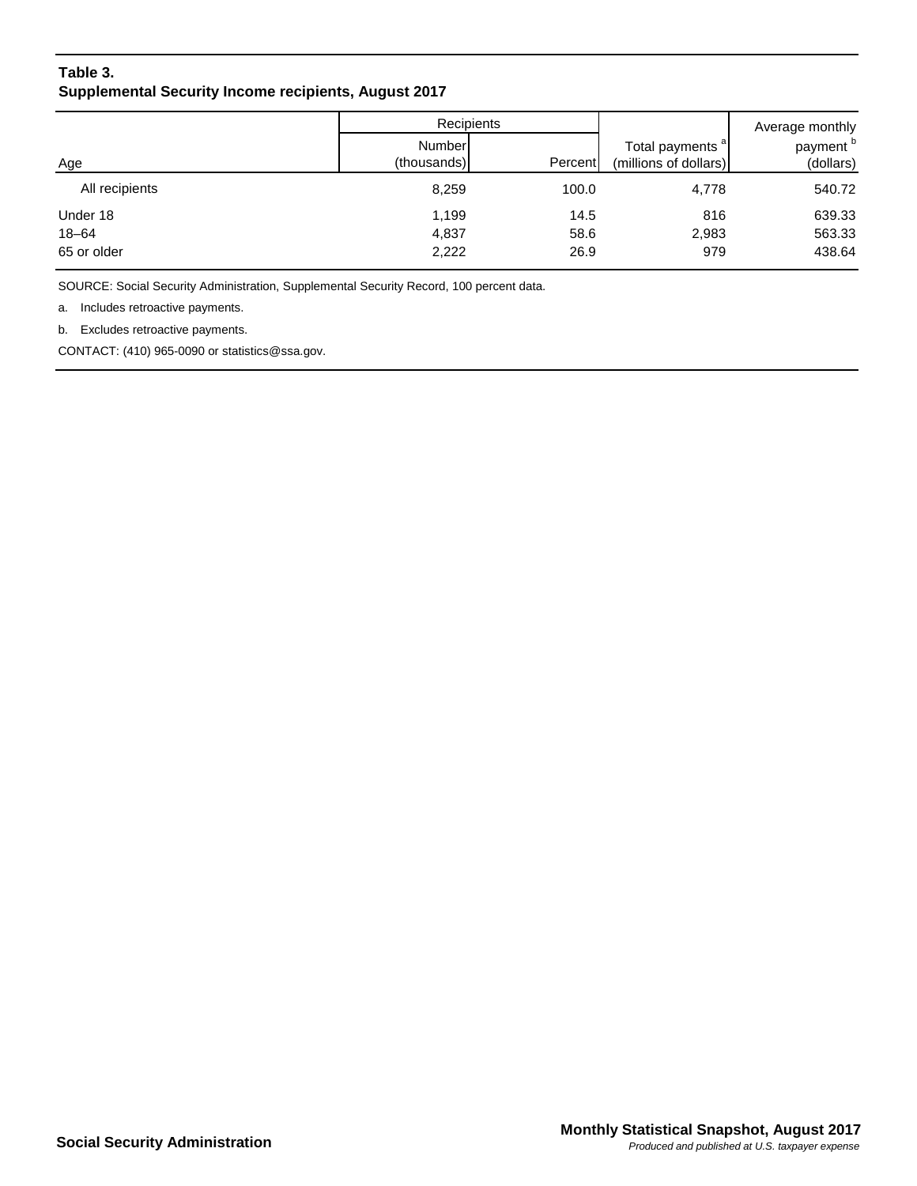**Table 3.**
**Supplemental Security Income recipients, August 2017**

| Age | Recipients | | Total payments [a] (millions of dollars) | Average monthly payment [b] (dollars) |
|---|---|---|---|---|
| | Number (thousands) | Percent | | |
| All recipients | 8,259 | 100.0 | 4,778 | 540.72 |
| Under 18 | 1,199 | 14.5 | 816 | 639.33 |
| 18–64 | 4,837 | 58.6 | 2,983 | 563.33 |
| 65 or older | 2,222 | 26.9 | 979 | 438.64 |

SOURCE: Social Security Administration, Supplemental Security Record, 100 percent data.

a. Includes retroactive payments.

b. Excludes retroactive payments.

CONTACT: (410) 965-0090 or statistics@ssa.gov.